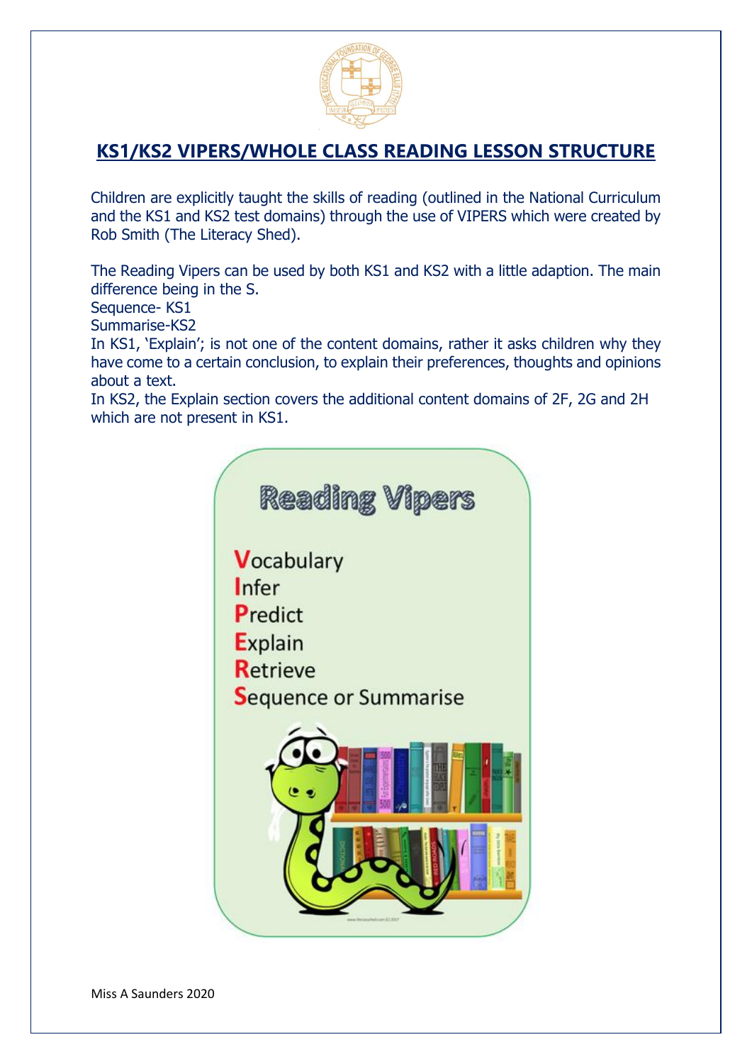## KS1/KS2 VIPERS/WHOLE CLASS READING LESSON STRUCTURE

Children are explicitly taught the skills of reading (outlined in the National Curriculum and the KS1 and KS2 test domains) through the use of VIPERS which were created by Rob Smith (The Literacy Shed).

The Reading Vipers can be used by both KS1 and KS2 with a little adaption. The main difference being in the S.

Sequence- KS1

Summarise-KS2

In KS1, 'Explain'; is not one of the content domains, rather it asks children why they have come to a certain conclusion, to explain their preferences, thoughts and opinions about a text.

In KS2, the Explain section covers the additional content domains of 2F, 2G and 2H which are not present in KS1.

**Reading Vipers**

**V**ocabulary
**I**nfer
**P**redict
**E**xplain
**R**etrieve
**S**equence or Summarise

Miss A Saunders 2020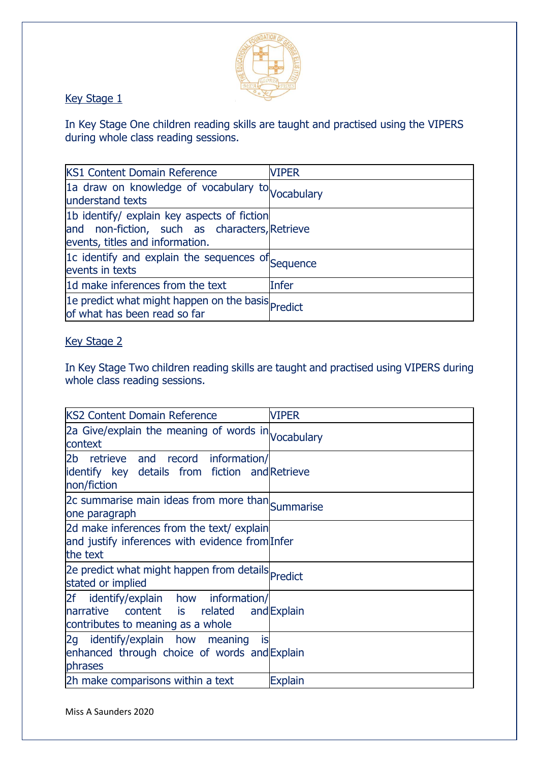## Key Stage 1

In Key Stage One children reading skills are taught and practised using the VIPERS during whole class reading sessions.

| KS1 Content Domain Reference | VIPER |
|---|---|
| 1a draw on knowledge of vocabulary to understand texts | Vocabulary |
| 1b identify/ explain key aspects of fiction and non-fiction, such as characters, events, titles and information. | Retrieve |
| 1c identify and explain the sequences of events in texts | Sequence |
| 1d make inferences from the text | Infer |
| 1e predict what might happen on the basis of what has been read so far | Predict |

## Key Stage 2

In Key Stage Two children reading skills are taught and practised using VIPERS during whole class reading sessions.

| KS2 Content Domain Reference | VIPER |
|---|---|
| 2a Give/explain the meaning of words in context | Vocabulary |
| 2b retrieve and record information/ identify key details from fiction and non/fiction | Retrieve |
| 2c summarise main ideas from more than one paragraph | Summarise |
| 2d make inferences from the text/ explain and justify inferences with evidence from the text | Infer |
| 2e predict what might happen from details stated or implied | Predict |
| 2f identify/explain how information/ narrative content is related and contributes to meaning as a whole | Explain |
| 2g identify/explain how meaning is enhanced through choice of words and phrases | Explain |
| 2h make comparisons within a text | Explain |

Miss A Saunders 2020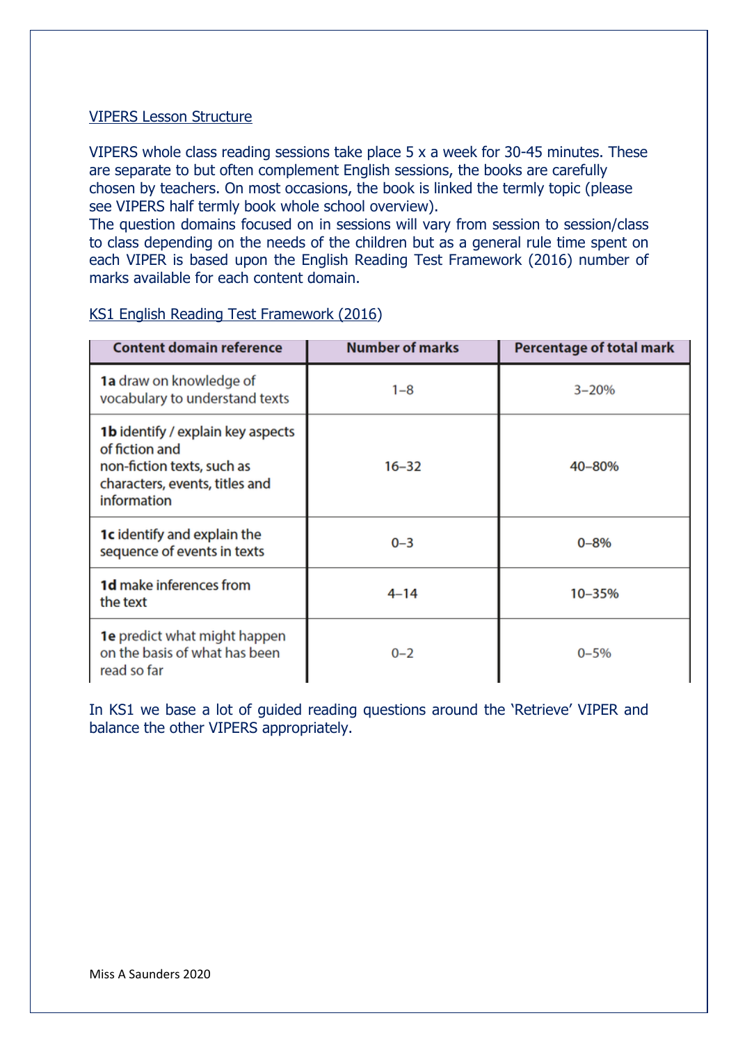VIPERS Lesson Structure

VIPERS whole class reading sessions take place 5 x a week for 30-45 minutes. These are separate to but often complement English sessions, the books are carefully chosen by teachers. On most occasions, the book is linked the termly topic (please see VIPERS half termly book whole school overview).
The question domains focused on in sessions will vary from session to session/class to class depending on the needs of the children but as a general rule time spent on each VIPER is based upon the English Reading Test Framework (2016) number of marks available for each content domain.

KS1 English Reading Test Framework (2016)

| Content domain reference | Number of marks | Percentage of total mark |
|---|---|---|
| **1a** draw on knowledge of vocabulary to understand texts | 1–8 | 3–20% |
| **1b** identify / explain key aspects of fiction and non-fiction texts, such as characters, events, titles and information | 16–32 | 40–80% |
| **1c** identify and explain the sequence of events in texts | 0–3 | 0–8% |
| **1d** make inferences from the text | 4–14 | 10–35% |
| **1e** predict what might happen on the basis of what has been read so far | 0–2 | 0–5% |

In KS1 we base a lot of guided reading questions around the 'Retrieve' VIPER and balance the other VIPERS appropriately.

Miss A Saunders 2020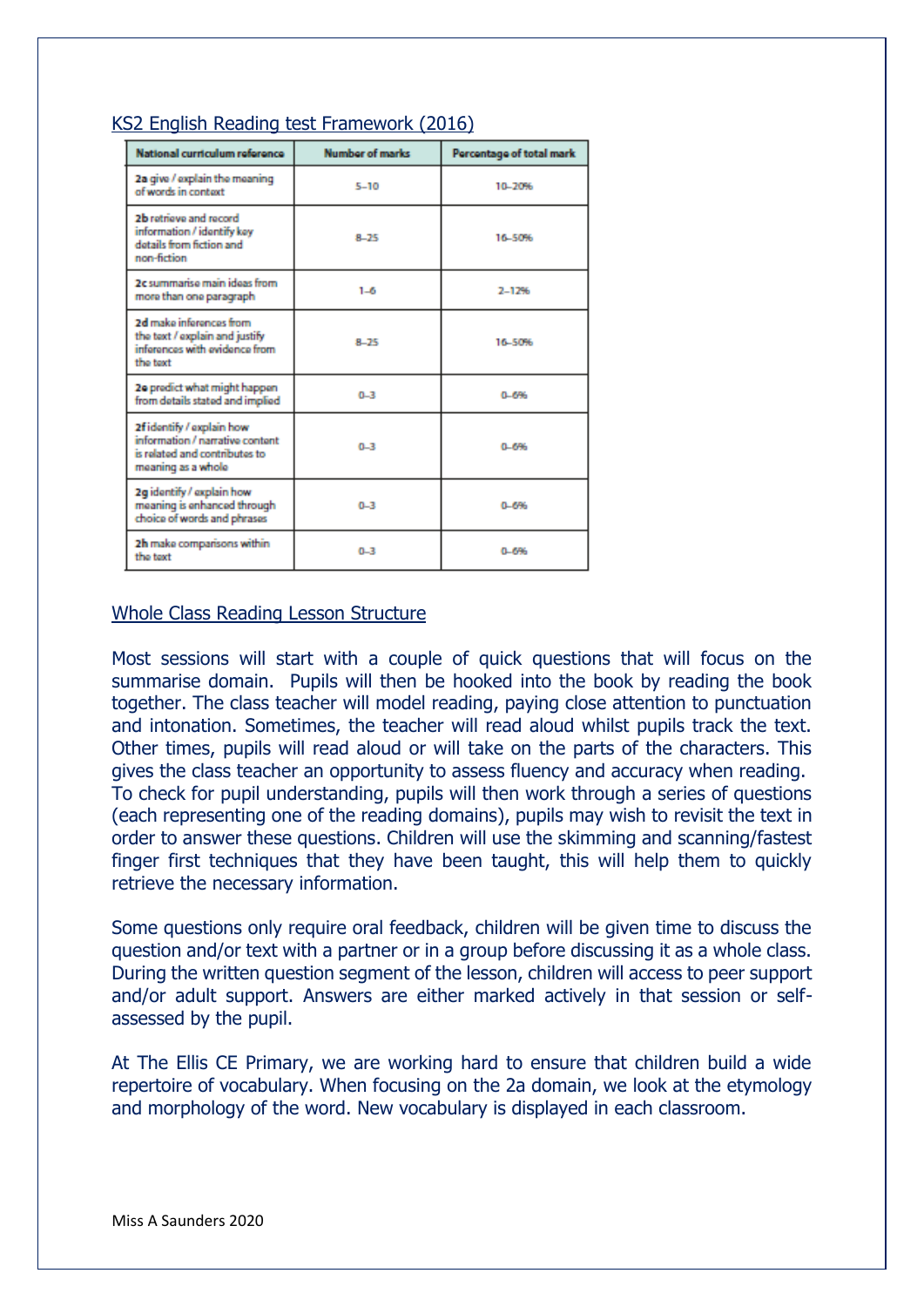## KS2 English Reading test Framework (2016)

| National curriculum reference | Number of marks | Percentage of total mark |
|---|---|---|
| **2a** give / explain the meaning of words in context | 5–10 | 10–20% |
| **2b** retrieve and record information / identify key details from fiction and non-fiction | 8–25 | 16–50% |
| **2c** summarise main ideas from more than one paragraph | 1–6 | 2–12% |
| **2d** make inferences from the text / explain and justify inferences with evidence from the text | 8–25 | 16–50% |
| **2e** predict what might happen from details stated and implied | 0–3 | 0–6% |
| **2f** identify / explain how information / narrative content is related and contributes to meaning as a whole | 0–3 | 0–6% |
| **2g** identify / explain how meaning is enhanced through choice of words and phrases | 0–3 | 0–6% |
| **2h** make comparisons within the text | 0–3 | 0–6% |

## Whole Class Reading Lesson Structure

Most sessions will start with a couple of quick questions that will focus on the summarise domain. Pupils will then be hooked into the book by reading the book together. The class teacher will model reading, paying close attention to punctuation and intonation. Sometimes, the teacher will read aloud whilst pupils track the text. Other times, pupils will read aloud or will take on the parts of the characters. This gives the class teacher an opportunity to assess fluency and accuracy when reading. To check for pupil understanding, pupils will then work through a series of questions (each representing one of the reading domains), pupils may wish to revisit the text in order to answer these questions. Children will use the skimming and scanning/fastest finger first techniques that they have been taught, this will help them to quickly retrieve the necessary information.

Some questions only require oral feedback, children will be given time to discuss the question and/or text with a partner or in a group before discussing it as a whole class. During the written question segment of the lesson, children will access to peer support and/or adult support. Answers are either marked actively in that session or self-assessed by the pupil.

At The Ellis CE Primary, we are working hard to ensure that children build a wide repertoire of vocabulary. When focusing on the 2a domain, we look at the etymology and morphology of the word. New vocabulary is displayed in each classroom.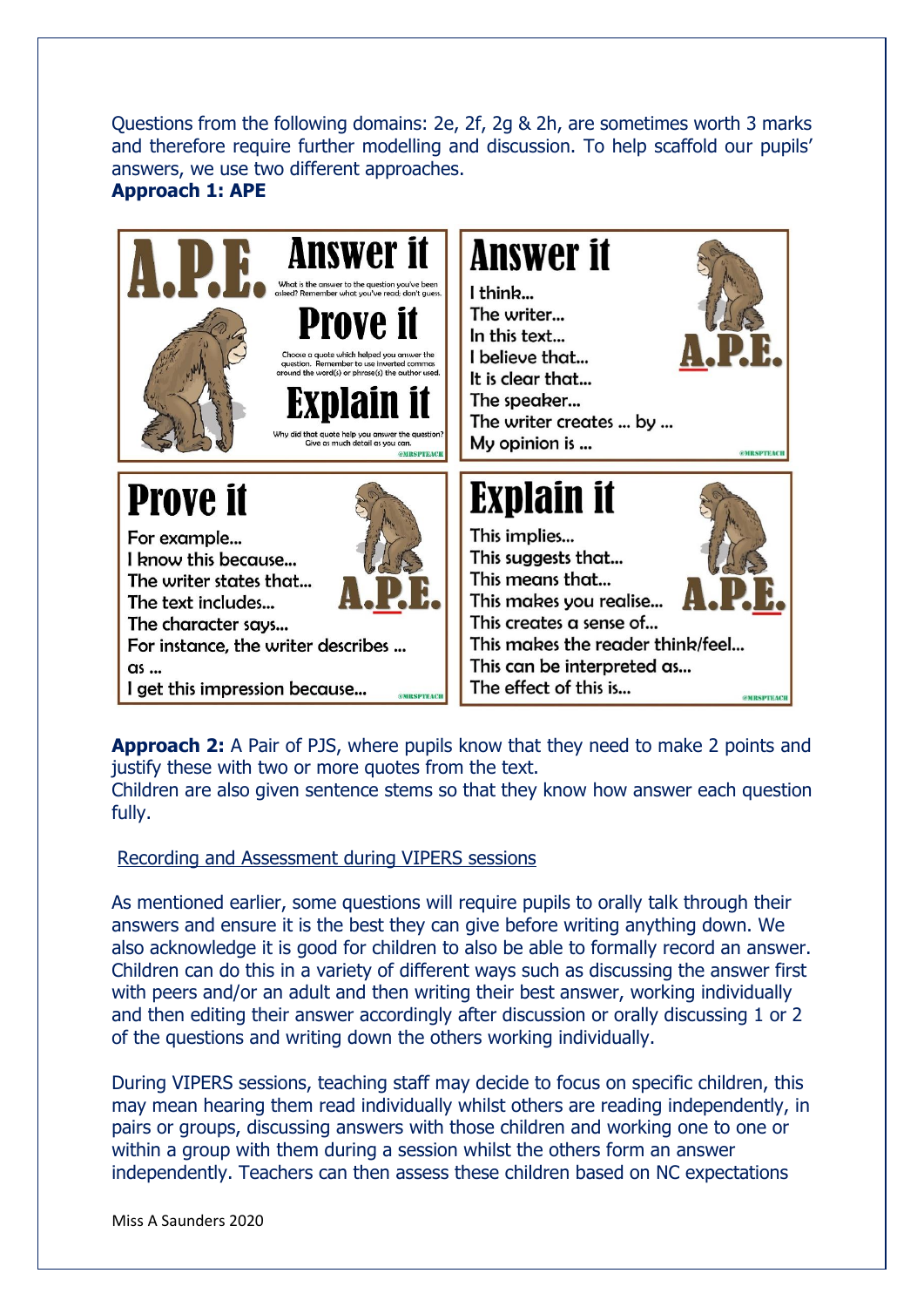Questions from the following domains: 2e, 2f, 2g & 2h, are sometimes worth 3 marks and therefore require further modelling and discussion. To help scaffold our pupils' answers, we use two different approaches.

**Approach 1: APE**

**A.P.E.**

**Answer it**
What is the answer to the question you've been asked? Remember what you've read; don't guess.

**Prove it**
Choose a quote which helped you answer the question. Remember to use inverted commas around the word(s) or phrase(s) the author used.

**Explain it**
Why did that quote help you answer the question? Give as much detail as you can.

@MRSPTEACH

**Answer it**

I think...
The writer...
In this text...
I believe that...
It is clear that...
The speaker...
The writer creates ... by ...
My opinion is ...

A.P.E.

@MRSPTEACH

**Prove it**

For example...
I know this because...
The writer states that...
The text includes...
The character says...
For instance, the writer describes ... as ...
I get this impression because...

A.P.E.

@MRSPTEACH

**Explain it**

This implies...
This suggests that...
This means that...
This makes you realise...
This creates a sense of...
This makes the reader think/feel...
This can be interpreted as...
The effect of this is...

A.P.E.

@MRSPTEACH

**Approach 2:** A Pair of PJS, where pupils know that they need to make 2 points and justify these with two or more quotes from the text.
Children are also given sentence stems so that they know how answer each question fully.

Recording and Assessment during VIPERS sessions

As mentioned earlier, some questions will require pupils to orally talk through their answers and ensure it is the best they can give before writing anything down. We also acknowledge it is good for children to also be able to formally record an answer. Children can do this in a variety of different ways such as discussing the answer first with peers and/or an adult and then writing their best answer, working individually and then editing their answer accordingly after discussion or orally discussing 1 or 2 of the questions and writing down the others working individually.

During VIPERS sessions, teaching staff may decide to focus on specific children, this may mean hearing them read individually whilst others are reading independently, in pairs or groups, discussing answers with those children and working one to one or within a group with them during a session whilst the others form an answer independently. Teachers can then assess these children based on NC expectations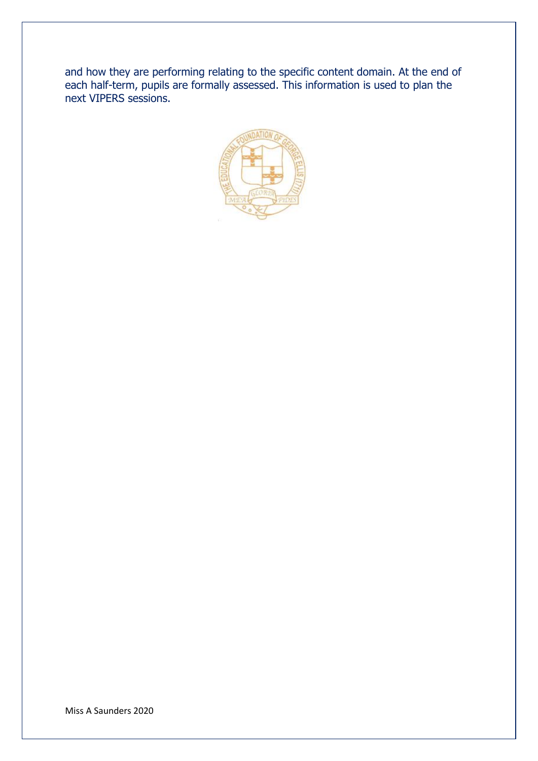and how they are performing relating to the specific content domain. At the end of each half-term, pupils are formally assessed. This information is used to plan the next VIPERS sessions.